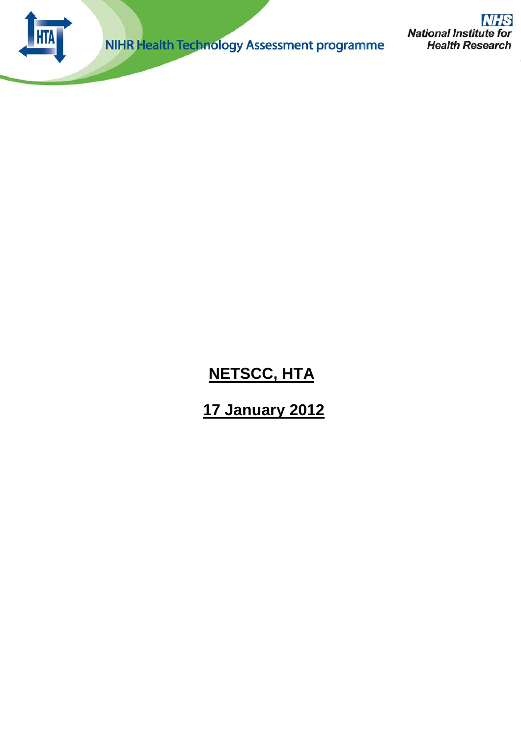NIHR Health Technology Assessment programme

National Institute for Health Research

**NETSCC, HTA**

**17 January 2012**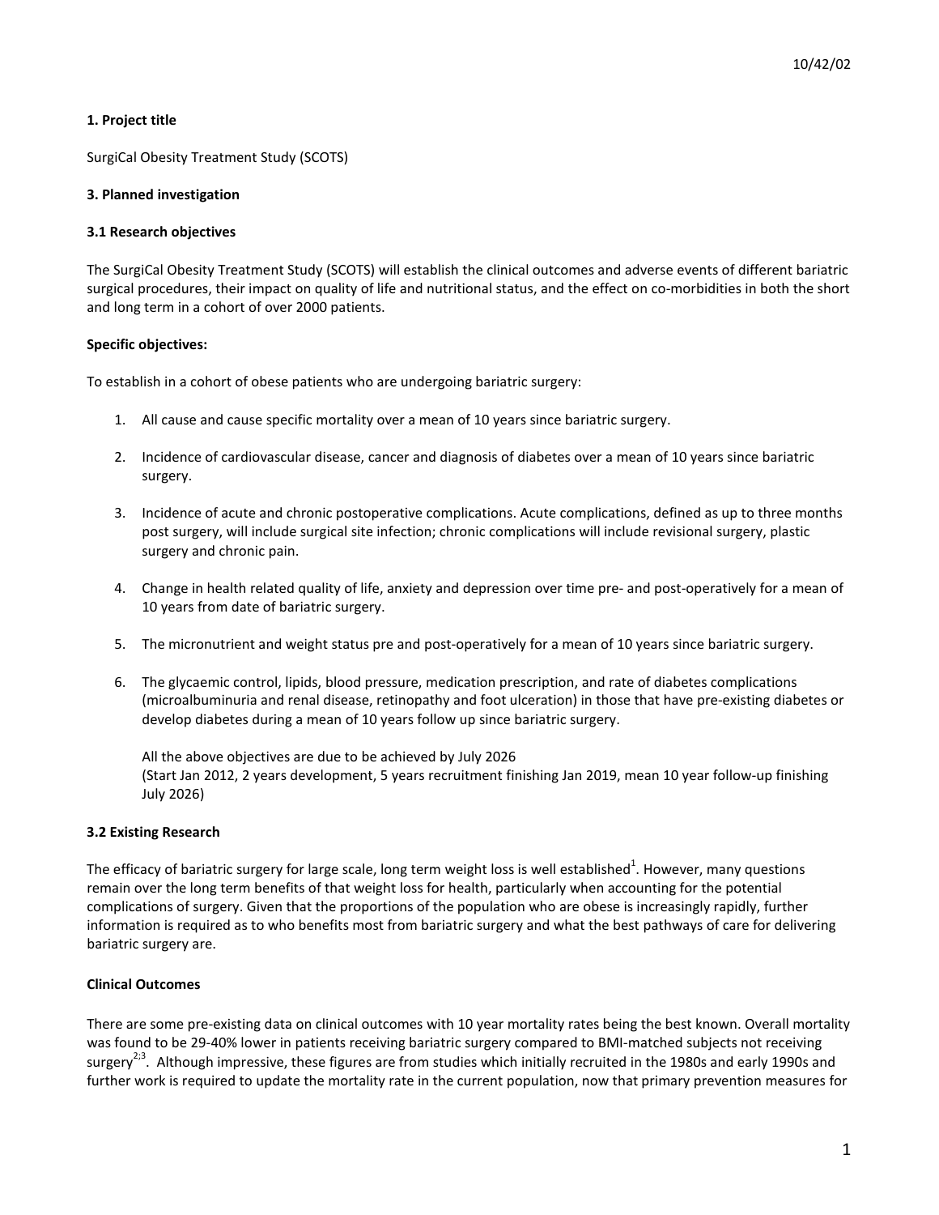## 1. Project title

SurgiCal Obesity Treatment Study (SCOTS)

## 3. Planned investigation

### 3.1 Research objectives

The SurgiCal Obesity Treatment Study (SCOTS) will establish the clinical outcomes and adverse events of different bariatric surgical procedures, their impact on quality of life and nutritional status, and the effect on co-morbidities in both the short and long term in a cohort of over 2000 patients.

**Specific objectives:**

To establish in a cohort of obese patients who are undergoing bariatric surgery:

1. All cause and cause specific mortality over a mean of 10 years since bariatric surgery.
2. Incidence of cardiovascular disease, cancer and diagnosis of diabetes over a mean of 10 years since bariatric surgery.
3. Incidence of acute and chronic postoperative complications. Acute complications, defined as up to three months post surgery, will include surgical site infection; chronic complications will include revisional surgery, plastic surgery and chronic pain.
4. Change in health related quality of life, anxiety and depression over time pre- and post-operatively for a mean of 10 years from date of bariatric surgery.
5. The micronutrient and weight status pre and post-operatively for a mean of 10 years since bariatric surgery.
6. The glycaemic control, lipids, blood pressure, medication prescription, and rate of diabetes complications (microalbuminuria and renal disease, retinopathy and foot ulceration) in those that have pre-existing diabetes or develop diabetes during a mean of 10 years follow up since bariatric surgery.

   All the above objectives are due to be achieved by July 2026
   (Start Jan 2012, 2 years development, 5 years recruitment finishing Jan 2019, mean 10 year follow-up finishing July 2026)

### 3.2 Existing Research

The efficacy of bariatric surgery for large scale, long term weight loss is well established[1]. However, many questions remain over the long term benefits of that weight loss for health, particularly when accounting for the potential complications of surgery. Given that the proportions of the population who are obese is increasingly rapidly, further information is required as to who benefits most from bariatric surgery and what the best pathways of care for delivering bariatric surgery are.

**Clinical Outcomes**

There are some pre-existing data on clinical outcomes with 10 year mortality rates being the best known. Overall mortality was found to be 29-40% lower in patients receiving bariatric surgery compared to BMI-matched subjects not receiving surgery[2;3]. Although impressive, these figures are from studies which initially recruited in the 1980s and early 1990s and further work is required to update the mortality rate in the current population, now that primary prevention measures for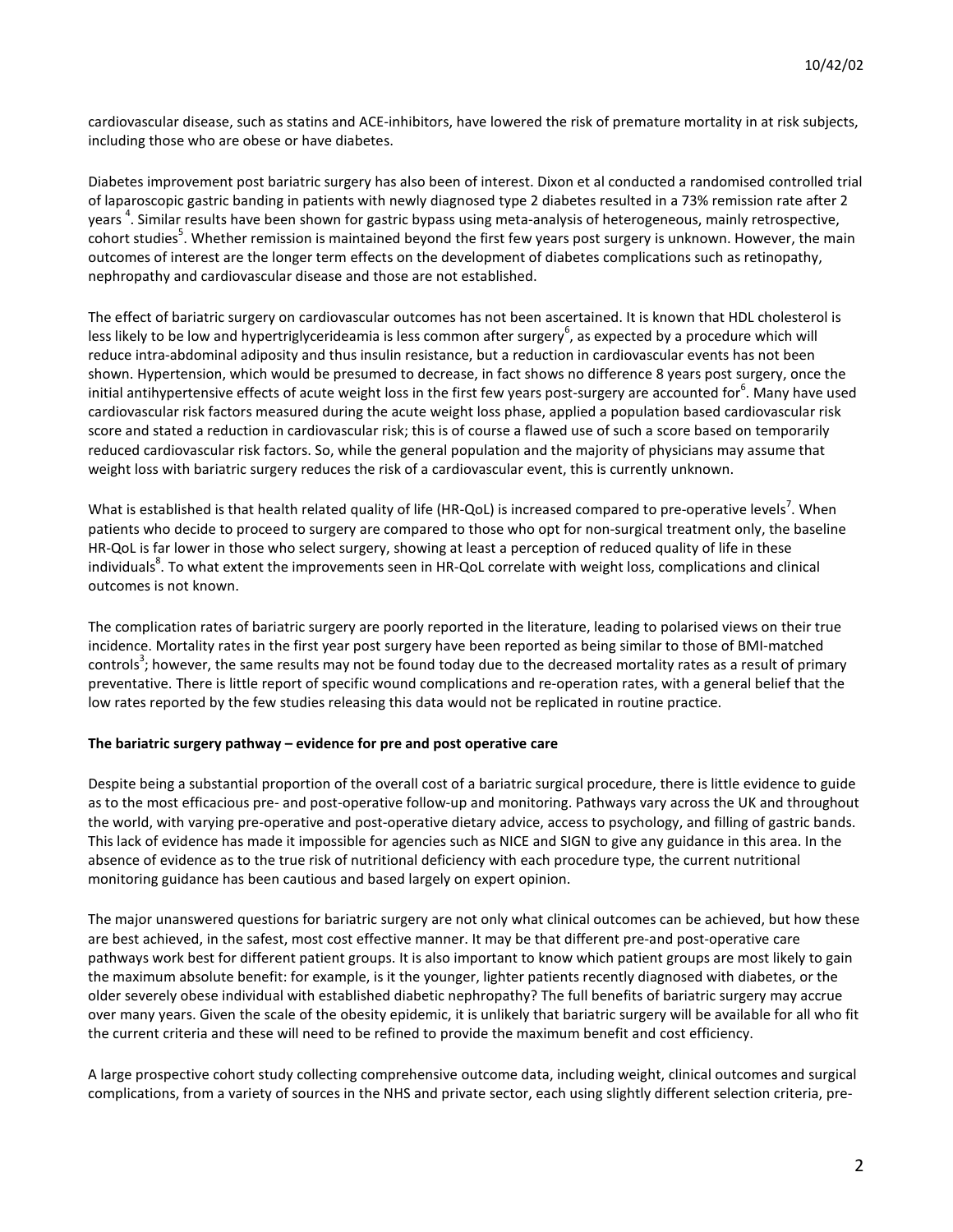cardiovascular disease, such as statins and ACE-inhibitors, have lowered the risk of premature mortality in at risk subjects, including those who are obese or have diabetes.

Diabetes improvement post bariatric surgery has also been of interest. Dixon et al conducted a randomised controlled trial of laparoscopic gastric banding in patients with newly diagnosed type 2 diabetes resulted in a 73% remission rate after 2 years [4]. Similar results have been shown for gastric bypass using meta-analysis of heterogeneous, mainly retrospective, cohort studies[5]. Whether remission is maintained beyond the first few years post surgery is unknown. However, the main outcomes of interest are the longer term effects on the development of diabetes complications such as retinopathy, nephropathy and cardiovascular disease and those are not established.

The effect of bariatric surgery on cardiovascular outcomes has not been ascertained. It is known that HDL cholesterol is less likely to be low and hypertriglycerideamia is less common after surgery[6], as expected by a procedure which will reduce intra-abdominal adiposity and thus insulin resistance, but a reduction in cardiovascular events has not been shown. Hypertension, which would be presumed to decrease, in fact shows no difference 8 years post surgery, once the initial antihypertensive effects of acute weight loss in the first few years post-surgery are accounted for[6]. Many have used cardiovascular risk factors measured during the acute weight loss phase, applied a population based cardiovascular risk score and stated a reduction in cardiovascular risk; this is of course a flawed use of such a score based on temporarily reduced cardiovascular risk factors. So, while the general population and the majority of physicians may assume that weight loss with bariatric surgery reduces the risk of a cardiovascular event, this is currently unknown.

What is established is that health related quality of life (HR-QoL) is increased compared to pre-operative levels[7]. When patients who decide to proceed to surgery are compared to those who opt for non-surgical treatment only, the baseline HR-QoL is far lower in those who select surgery, showing at least a perception of reduced quality of life in these individuals[8]. To what extent the improvements seen in HR-QoL correlate with weight loss, complications and clinical outcomes is not known.

The complication rates of bariatric surgery are poorly reported in the literature, leading to polarised views on their true incidence. Mortality rates in the first year post surgery have been reported as being similar to those of BMI-matched controls[3]; however, the same results may not be found today due to the decreased mortality rates as a result of primary preventative. There is little report of specific wound complications and re-operation rates, with a general belief that the low rates reported by the few studies releasing this data would not be replicated in routine practice.

**The bariatric surgery pathway – evidence for pre and post operative care**

Despite being a substantial proportion of the overall cost of a bariatric surgical procedure, there is little evidence to guide as to the most efficacious pre- and post-operative follow-up and monitoring. Pathways vary across the UK and throughout the world, with varying pre-operative and post-operative dietary advice, access to psychology, and filling of gastric bands. This lack of evidence has made it impossible for agencies such as NICE and SIGN to give any guidance in this area. In the absence of evidence as to the true risk of nutritional deficiency with each procedure type, the current nutritional monitoring guidance has been cautious and based largely on expert opinion.

The major unanswered questions for bariatric surgery are not only what clinical outcomes can be achieved, but how these are best achieved, in the safest, most cost effective manner. It may be that different pre-and post-operative care pathways work best for different patient groups. It is also important to know which patient groups are most likely to gain the maximum absolute benefit: for example, is it the younger, lighter patients recently diagnosed with diabetes, or the older severely obese individual with established diabetic nephropathy? The full benefits of bariatric surgery may accrue over many years. Given the scale of the obesity epidemic, it is unlikely that bariatric surgery will be available for all who fit the current criteria and these will need to be refined to provide the maximum benefit and cost efficiency.

A large prospective cohort study collecting comprehensive outcome data, including weight, clinical outcomes and surgical complications, from a variety of sources in the NHS and private sector, each using slightly different selection criteria, pre-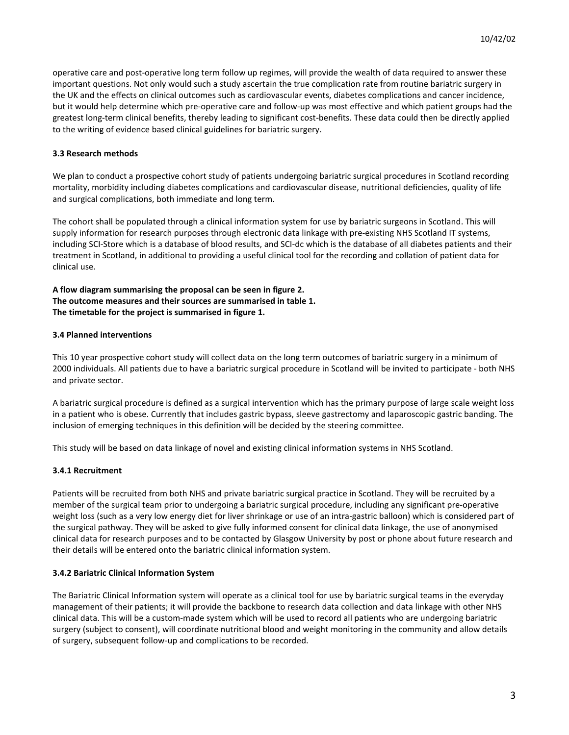operative care and post-operative long term follow up regimes, will provide the wealth of data required to answer these important questions. Not only would such a study ascertain the true complication rate from routine bariatric surgery in the UK and the effects on clinical outcomes such as cardiovascular events, diabetes complications and cancer incidence, but it would help determine which pre-operative care and follow-up was most effective and which patient groups had the greatest long-term clinical benefits, thereby leading to significant cost-benefits. These data could then be directly applied to the writing of evidence based clinical guidelines for bariatric surgery.

### 3.3 Research methods

We plan to conduct a prospective cohort study of patients undergoing bariatric surgical procedures in Scotland recording mortality, morbidity including diabetes complications and cardiovascular disease, nutritional deficiencies, quality of life and surgical complications, both immediate and long term.

The cohort shall be populated through a clinical information system for use by bariatric surgeons in Scotland. This will supply information for research purposes through electronic data linkage with pre-existing NHS Scotland IT systems, including SCI-Store which is a database of blood results, and SCI-dc which is the database of all diabetes patients and their treatment in Scotland, in additional to providing a useful clinical tool for the recording and collation of patient data for clinical use.

**A flow diagram summarising the proposal can be seen in figure 2.**
**The outcome measures and their sources are summarised in table 1.**
**The timetable for the project is summarised in figure 1.**

### 3.4 Planned interventions

This 10 year prospective cohort study will collect data on the long term outcomes of bariatric surgery in a minimum of 2000 individuals. All patients due to have a bariatric surgical procedure in Scotland will be invited to participate - both NHS and private sector.

A bariatric surgical procedure is defined as a surgical intervention which has the primary purpose of large scale weight loss in a patient who is obese. Currently that includes gastric bypass, sleeve gastrectomy and laparoscopic gastric banding. The inclusion of emerging techniques in this definition will be decided by the steering committee.

This study will be based on data linkage of novel and existing clinical information systems in NHS Scotland.

#### 3.4.1 Recruitment

Patients will be recruited from both NHS and private bariatric surgical practice in Scotland. They will be recruited by a member of the surgical team prior to undergoing a bariatric surgical procedure, including any significant pre-operative weight loss (such as a very low energy diet for liver shrinkage or use of an intra-gastric balloon) which is considered part of the surgical pathway. They will be asked to give fully informed consent for clinical data linkage, the use of anonymised clinical data for research purposes and to be contacted by Glasgow University by post or phone about future research and their details will be entered onto the bariatric clinical information system.

#### 3.4.2 Bariatric Clinical Information System

The Bariatric Clinical Information system will operate as a clinical tool for use by bariatric surgical teams in the everyday management of their patients; it will provide the backbone to research data collection and data linkage with other NHS clinical data. This will be a custom-made system which will be used to record all patients who are undergoing bariatric surgery (subject to consent), will coordinate nutritional blood and weight monitoring in the community and allow details of surgery, subsequent follow-up and complications to be recorded.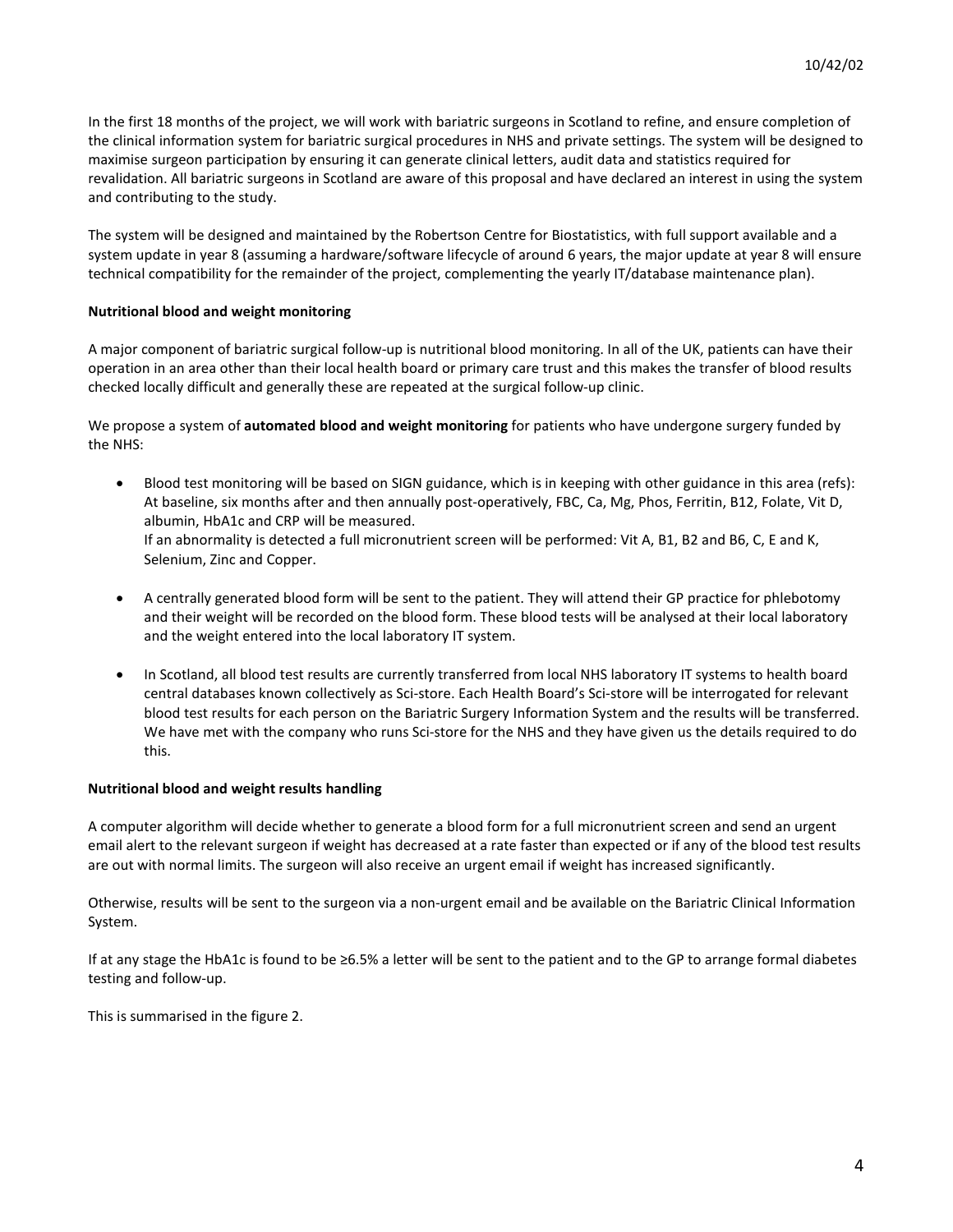In the first 18 months of the project, we will work with bariatric surgeons in Scotland to refine, and ensure completion of the clinical information system for bariatric surgical procedures in NHS and private settings. The system will be designed to maximise surgeon participation by ensuring it can generate clinical letters, audit data and statistics required for revalidation. All bariatric surgeons in Scotland are aware of this proposal and have declared an interest in using the system and contributing to the study.

The system will be designed and maintained by the Robertson Centre for Biostatistics, with full support available and a system update in year 8 (assuming a hardware/software lifecycle of around 6 years, the major update at year 8 will ensure technical compatibility for the remainder of the project, complementing the yearly IT/database maintenance plan).

**Nutritional blood and weight monitoring**

A major component of bariatric surgical follow-up is nutritional blood monitoring. In all of the UK, patients can have their operation in an area other than their local health board or primary care trust and this makes the transfer of blood results checked locally difficult and generally these are repeated at the surgical follow-up clinic.

We propose a system of **automated blood and weight monitoring** for patients who have undergone surgery funded by the NHS:

- Blood test monitoring will be based on SIGN guidance, which is in keeping with other guidance in this area (refs): At baseline, six months after and then annually post-operatively, FBC, Ca, Mg, Phos, Ferritin, B12, Folate, Vit D, albumin, HbA1c and CRP will be measured.
  If an abnormality is detected a full micronutrient screen will be performed: Vit A, B1, B2 and B6, C, E and K, Selenium, Zinc and Copper.

- A centrally generated blood form will be sent to the patient. They will attend their GP practice for phlebotomy and their weight will be recorded on the blood form. These blood tests will be analysed at their local laboratory and the weight entered into the local laboratory IT system.

- In Scotland, all blood test results are currently transferred from local NHS laboratory IT systems to health board central databases known collectively as Sci-store. Each Health Board's Sci-store will be interrogated for relevant blood test results for each person on the Bariatric Surgery Information System and the results will be transferred. We have met with the company who runs Sci-store for the NHS and they have given us the details required to do this.

**Nutritional blood and weight results handling**

A computer algorithm will decide whether to generate a blood form for a full micronutrient screen and send an urgent email alert to the relevant surgeon if weight has decreased at a rate faster than expected or if any of the blood test results are out with normal limits. The surgeon will also receive an urgent email if weight has increased significantly.

Otherwise, results will be sent to the surgeon via a non-urgent email and be available on the Bariatric Clinical Information System.

If at any stage the HbA1c is found to be ≥6.5% a letter will be sent to the patient and to the GP to arrange formal diabetes testing and follow-up.

This is summarised in the figure 2.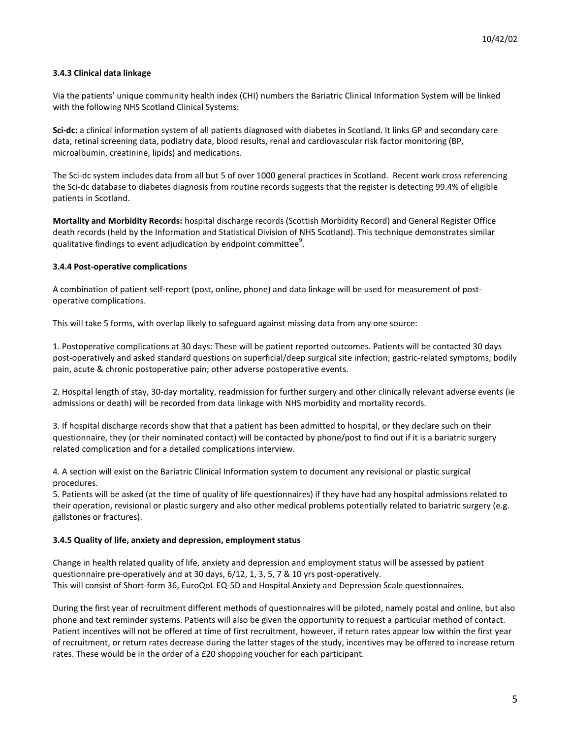### 3.4.3 Clinical data linkage

Via the patients' unique community health index (CHI) numbers the Bariatric Clinical Information System will be linked with the following NHS Scotland Clinical Systems:

**Sci-dc:** a clinical information system of all patients diagnosed with diabetes in Scotland. It links GP and secondary care data, retinal screening data, podiatry data, blood results, renal and cardiovascular risk factor monitoring (BP, microalbumin, creatinine, lipids) and medications.

The Sci-dc system includes data from all but 5 of over 1000 general practices in Scotland. Recent work cross referencing the Sci-dc database to diabetes diagnosis from routine records suggests that the register is detecting 99.4% of eligible patients in Scotland.

**Mortality and Morbidity Records:** hospital discharge records (Scottish Morbidity Record) and General Register Office death records (held by the Information and Statistical Division of NHS Scotland). This technique demonstrates similar qualitative findings to event adjudication by endpoint committee[9].

### 3.4.4 Post-operative complications

A combination of patient self-report (post, online, phone) and data linkage will be used for measurement of post-operative complications.

This will take 5 forms, with overlap likely to safeguard against missing data from any one source:

1. Postoperative complications at 30 days: These will be patient reported outcomes. Patients will be contacted 30 days post-operatively and asked standard questions on superficial/deep surgical site infection; gastric-related symptoms; bodily pain, acute & chronic postoperative pain; other adverse postoperative events.

2. Hospital length of stay, 30-day mortality, readmission for further surgery and other clinically relevant adverse events (ie admissions or death) will be recorded from data linkage with NHS morbidity and mortality records.

3. If hospital discharge records show that that a patient has been admitted to hospital, or they declare such on their questionnaire, they (or their nominated contact) will be contacted by phone/post to find out if it is a bariatric surgery related complication and for a detailed complications interview.

4. A section will exist on the Bariatric Clinical Information system to document any revisional or plastic surgical procedures.

5. Patients will be asked (at the time of quality of life questionnaires) if they have had any hospital admissions related to their operation, revisional or plastic surgery and also other medical problems potentially related to bariatric surgery (e.g. gallstones or fractures).

### 3.4.5 Quality of life, anxiety and depression, employment status

Change in health related quality of life, anxiety and depression and employment status will be assessed by patient questionnaire pre-operatively and at 30 days, 6/12, 1, 3, 5, 7 & 10 yrs post-operatively.
This will consist of Short-form 36, EuroQoL EQ-5D and Hospital Anxiety and Depression Scale questionnaires.

During the first year of recruitment different methods of questionnaires will be piloted, namely postal and online, but also phone and text reminder systems. Patients will also be given the opportunity to request a particular method of contact. Patient incentives will not be offered at time of first recruitment, however, if return rates appear low within the first year of recruitment, or return rates decrease during the latter stages of the study, incentives may be offered to increase return rates. These would be in the order of a £20 shopping voucher for each participant.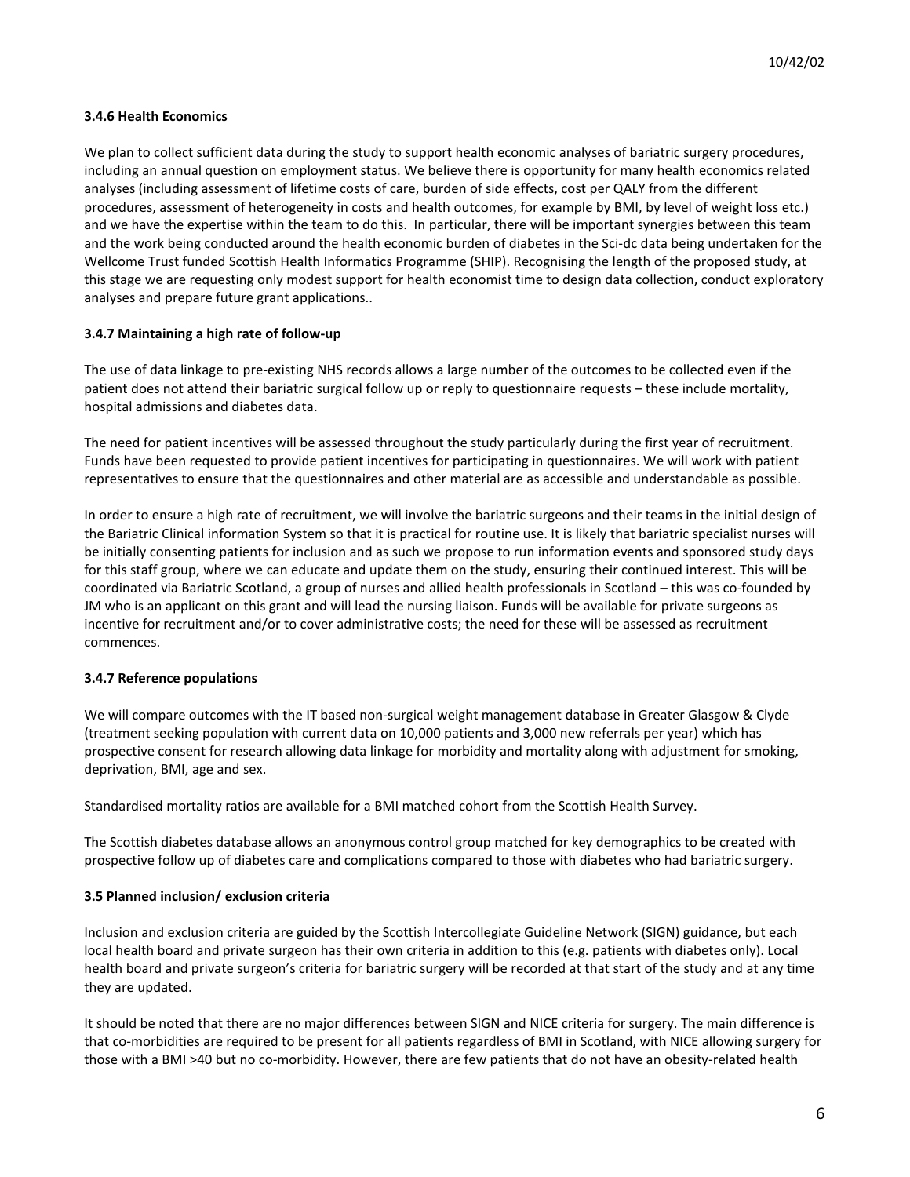**3.4.6 Health Economics**

We plan to collect sufficient data during the study to support health economic analyses of bariatric surgery procedures, including an annual question on employment status. We believe there is opportunity for many health economics related analyses (including assessment of lifetime costs of care, burden of side effects, cost per QALY from the different procedures, assessment of heterogeneity in costs and health outcomes, for example by BMI, by level of weight loss etc.) and we have the expertise within the team to do this. In particular, there will be important synergies between this team and the work being conducted around the health economic burden of diabetes in the Sci-dc data being undertaken for the Wellcome Trust funded Scottish Health Informatics Programme (SHIP). Recognising the length of the proposed study, at this stage we are requesting only modest support for health economist time to design data collection, conduct exploratory analyses and prepare future grant applications..

**3.4.7 Maintaining a high rate of follow-up**

The use of data linkage to pre-existing NHS records allows a large number of the outcomes to be collected even if the patient does not attend their bariatric surgical follow up or reply to questionnaire requests – these include mortality, hospital admissions and diabetes data.

The need for patient incentives will be assessed throughout the study particularly during the first year of recruitment. Funds have been requested to provide patient incentives for participating in questionnaires. We will work with patient representatives to ensure that the questionnaires and other material are as accessible and understandable as possible.

In order to ensure a high rate of recruitment, we will involve the bariatric surgeons and their teams in the initial design of the Bariatric Clinical information System so that it is practical for routine use. It is likely that bariatric specialist nurses will be initially consenting patients for inclusion and as such we propose to run information events and sponsored study days for this staff group, where we can educate and update them on the study, ensuring their continued interest. This will be coordinated via Bariatric Scotland, a group of nurses and allied health professionals in Scotland – this was co-founded by JM who is an applicant on this grant and will lead the nursing liaison. Funds will be available for private surgeons as incentive for recruitment and/or to cover administrative costs; the need for these will be assessed as recruitment commences.

**3.4.7 Reference populations**

We will compare outcomes with the IT based non-surgical weight management database in Greater Glasgow & Clyde (treatment seeking population with current data on 10,000 patients and 3,000 new referrals per year) which has prospective consent for research allowing data linkage for morbidity and mortality along with adjustment for smoking, deprivation, BMI, age and sex.

Standardised mortality ratios are available for a BMI matched cohort from the Scottish Health Survey.

The Scottish diabetes database allows an anonymous control group matched for key demographics to be created with prospective follow up of diabetes care and complications compared to those with diabetes who had bariatric surgery.

**3.5 Planned inclusion/ exclusion criteria**

Inclusion and exclusion criteria are guided by the Scottish Intercollegiate Guideline Network (SIGN) guidance, but each local health board and private surgeon has their own criteria in addition to this (e.g. patients with diabetes only). Local health board and private surgeon's criteria for bariatric surgery will be recorded at that start of the study and at any time they are updated.

It should be noted that there are no major differences between SIGN and NICE criteria for surgery. The main difference is that co-morbidities are required to be present for all patients regardless of BMI in Scotland, with NICE allowing surgery for those with a BMI >40 but no co-morbidity. However, there are few patients that do not have an obesity-related health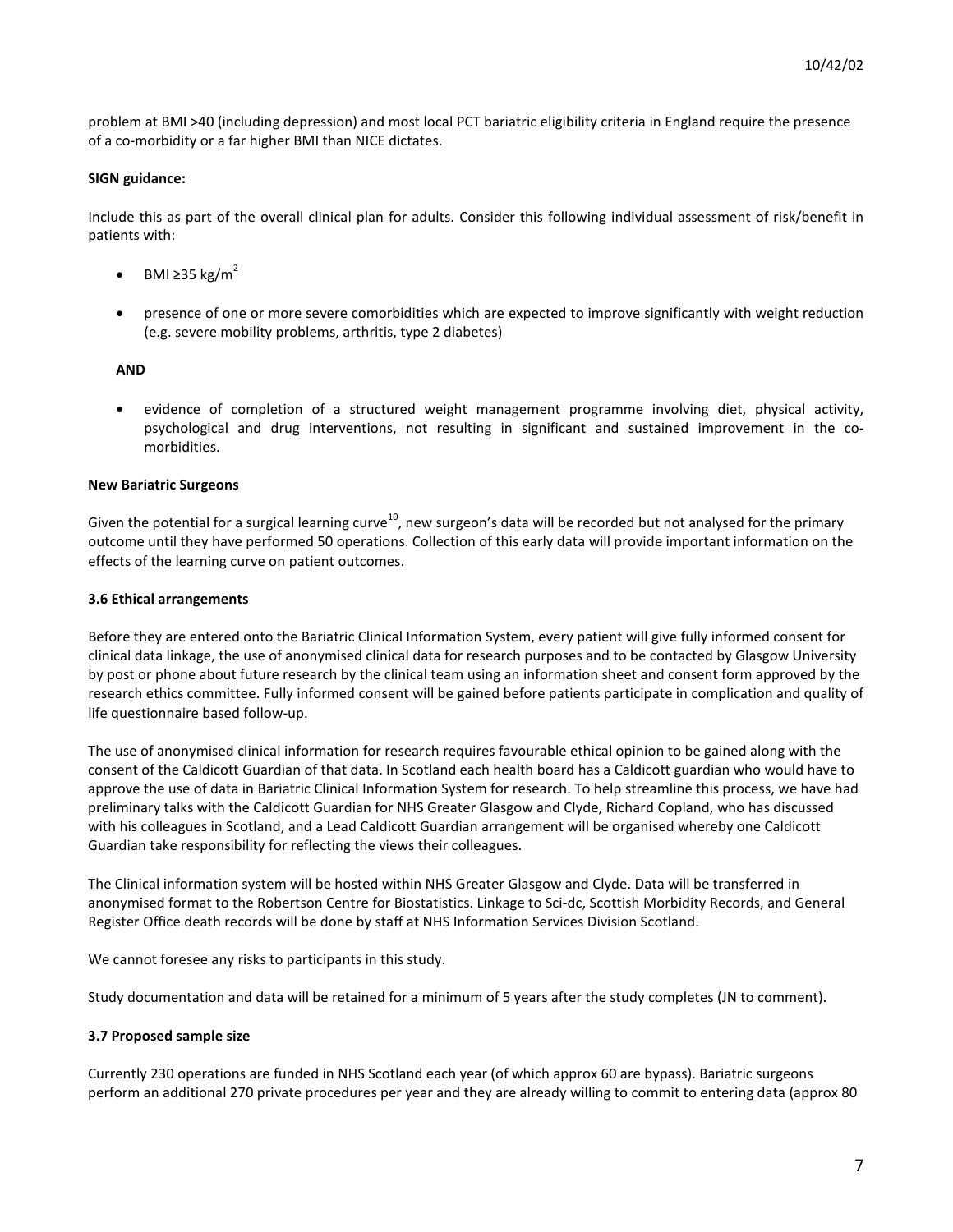problem at BMI >40 (including depression) and most local PCT bariatric eligibility criteria in England require the presence of a co-morbidity or a far higher BMI than NICE dictates.

**SIGN guidance:**

Include this as part of the overall clinical plan for adults. Consider this following individual assessment of risk/benefit in patients with:

- BMI ≥35 kg/m$^2$
- presence of one or more severe comorbidities which are expected to improve significantly with weight reduction (e.g. severe mobility problems, arthritis, type 2 diabetes)

**AND**

- evidence of completion of a structured weight management programme involving diet, physical activity, psychological and drug interventions, not resulting in significant and sustained improvement in the co-morbidities.

**New Bariatric Surgeons**

Given the potential for a surgical learning curve[10], new surgeon's data will be recorded but not analysed for the primary outcome until they have performed 50 operations. Collection of this early data will provide important information on the effects of the learning curve on patient outcomes.

**3.6 Ethical arrangements**

Before they are entered onto the Bariatric Clinical Information System, every patient will give fully informed consent for clinical data linkage, the use of anonymised clinical data for research purposes and to be contacted by Glasgow University by post or phone about future research by the clinical team using an information sheet and consent form approved by the research ethics committee. Fully informed consent will be gained before patients participate in complication and quality of life questionnaire based follow-up.

The use of anonymised clinical information for research requires favourable ethical opinion to be gained along with the consent of the Caldicott Guardian of that data. In Scotland each health board has a Caldicott guardian who would have to approve the use of data in Bariatric Clinical Information System for research. To help streamline this process, we have had preliminary talks with the Caldicott Guardian for NHS Greater Glasgow and Clyde, Richard Copland, who has discussed with his colleagues in Scotland, and a Lead Caldicott Guardian arrangement will be organised whereby one Caldicott Guardian take responsibility for reflecting the views their colleagues.

The Clinical information system will be hosted within NHS Greater Glasgow and Clyde. Data will be transferred in anonymised format to the Robertson Centre for Biostatistics. Linkage to Sci-dc, Scottish Morbidity Records, and General Register Office death records will be done by staff at NHS Information Services Division Scotland.

We cannot foresee any risks to participants in this study.

Study documentation and data will be retained for a minimum of 5 years after the study completes (JN to comment).

**3.7 Proposed sample size**

Currently 230 operations are funded in NHS Scotland each year (of which approx 60 are bypass). Bariatric surgeons perform an additional 270 private procedures per year and they are already willing to commit to entering data (approx 80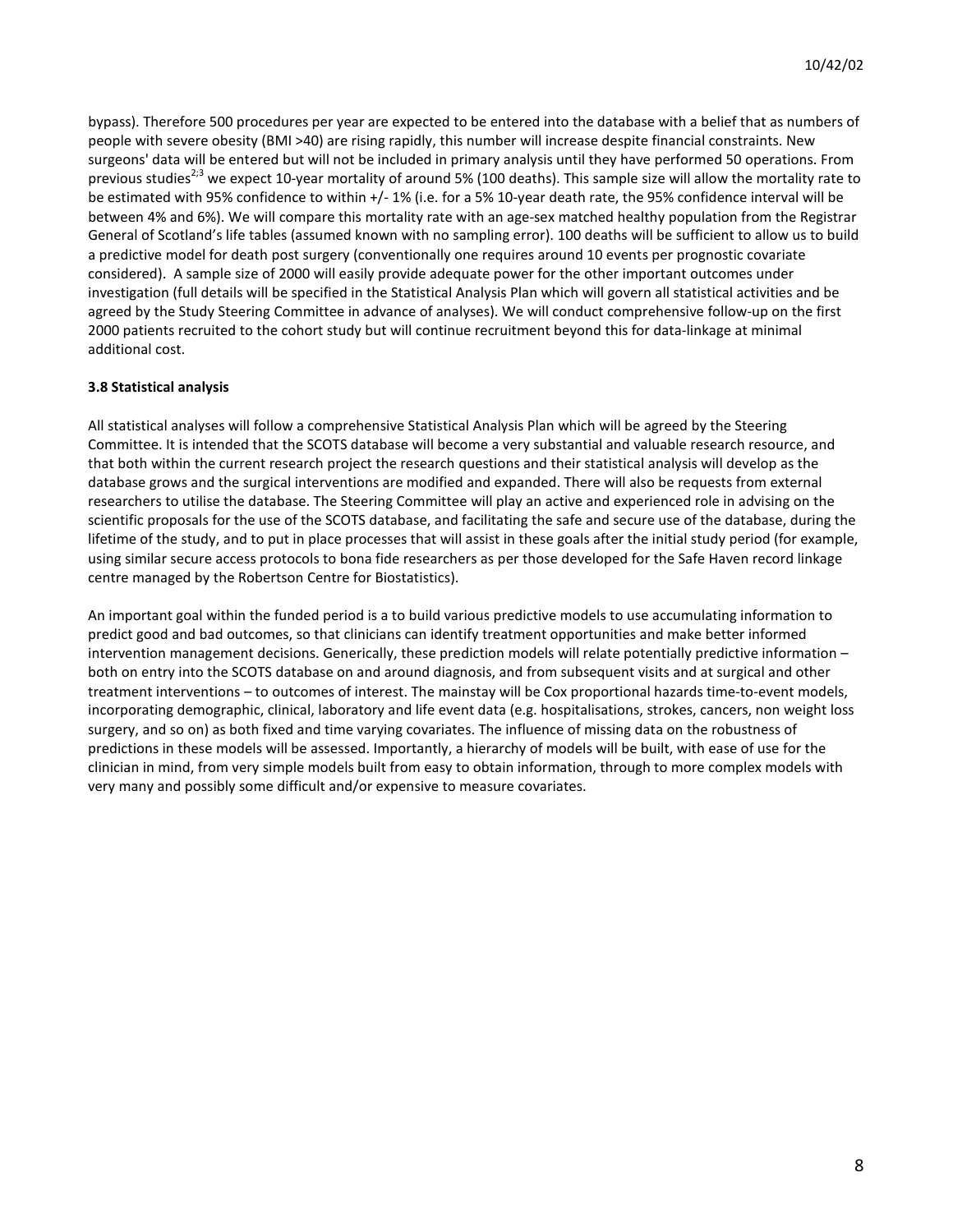bypass). Therefore 500 procedures per year are expected to be entered into the database with a belief that as numbers of people with severe obesity (BMI >40) are rising rapidly, this number will increase despite financial constraints. New surgeons' data will be entered but will not be included in primary analysis until they have performed 50 operations. From previous studies[2;3] we expect 10-year mortality of around 5% (100 deaths). This sample size will allow the mortality rate to be estimated with 95% confidence to within +/- 1% (i.e. for a 5% 10-year death rate, the 95% confidence interval will be between 4% and 6%). We will compare this mortality rate with an age-sex matched healthy population from the Registrar General of Scotland's life tables (assumed known with no sampling error). 100 deaths will be sufficient to allow us to build a predictive model for death post surgery (conventionally one requires around 10 events per prognostic covariate considered). A sample size of 2000 will easily provide adequate power for the other important outcomes under investigation (full details will be specified in the Statistical Analysis Plan which will govern all statistical activities and be agreed by the Study Steering Committee in advance of analyses). We will conduct comprehensive follow-up on the first 2000 patients recruited to the cohort study but will continue recruitment beyond this for data-linkage at minimal additional cost.

### 3.8 Statistical analysis

All statistical analyses will follow a comprehensive Statistical Analysis Plan which will be agreed by the Steering Committee. It is intended that the SCOTS database will become a very substantial and valuable research resource, and that both within the current research project the research questions and their statistical analysis will develop as the database grows and the surgical interventions are modified and expanded. There will also be requests from external researchers to utilise the database. The Steering Committee will play an active and experienced role in advising on the scientific proposals for the use of the SCOTS database, and facilitating the safe and secure use of the database, during the lifetime of the study, and to put in place processes that will assist in these goals after the initial study period (for example, using similar secure access protocols to bona fide researchers as per those developed for the Safe Haven record linkage centre managed by the Robertson Centre for Biostatistics).

An important goal within the funded period is a to build various predictive models to use accumulating information to predict good and bad outcomes, so that clinicians can identify treatment opportunities and make better informed intervention management decisions. Generically, these prediction models will relate potentially predictive information – both on entry into the SCOTS database on and around diagnosis, and from subsequent visits and at surgical and other treatment interventions – to outcomes of interest. The mainstay will be Cox proportional hazards time-to-event models, incorporating demographic, clinical, laboratory and life event data (e.g. hospitalisations, strokes, cancers, non weight loss surgery, and so on) as both fixed and time varying covariates. The influence of missing data on the robustness of predictions in these models will be assessed. Importantly, a hierarchy of models will be built, with ease of use for the clinician in mind, from very simple models built from easy to obtain information, through to more complex models with very many and possibly some difficult and/or expensive to measure covariates.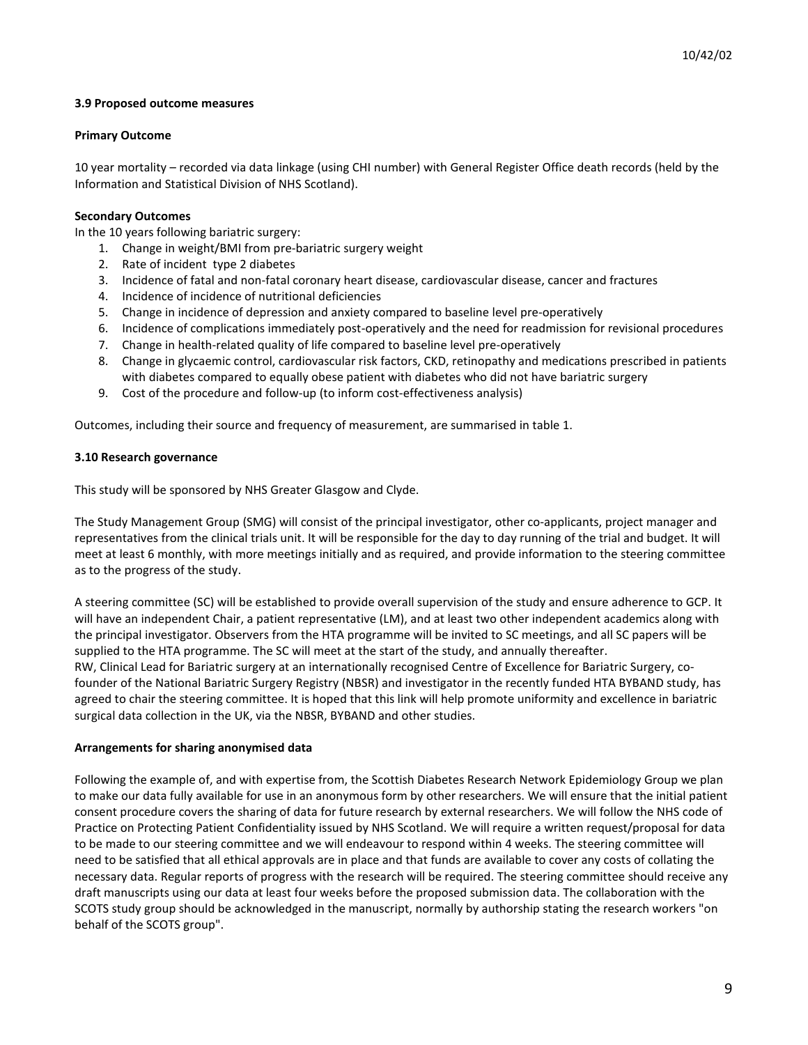### 3.9 Proposed outcome measures

**Primary Outcome**

10 year mortality – recorded via data linkage (using CHI number) with General Register Office death records (held by the Information and Statistical Division of NHS Scotland).

**Secondary Outcomes**

In the 10 years following bariatric surgery:

1. Change in weight/BMI from pre-bariatric surgery weight
2. Rate of incident type 2 diabetes
3. Incidence of fatal and non-fatal coronary heart disease, cardiovascular disease, cancer and fractures
4. Incidence of incidence of nutritional deficiencies
5. Change in incidence of depression and anxiety compared to baseline level pre-operatively
6. Incidence of complications immediately post-operatively and the need for readmission for revisional procedures
7. Change in health-related quality of life compared to baseline level pre-operatively
8. Change in glycaemic control, cardiovascular risk factors, CKD, retinopathy and medications prescribed in patients with diabetes compared to equally obese patient with diabetes who did not have bariatric surgery
9. Cost of the procedure and follow-up (to inform cost-effectiveness analysis)

Outcomes, including their source and frequency of measurement, are summarised in table 1.

### 3.10 Research governance

This study will be sponsored by NHS Greater Glasgow and Clyde.

The Study Management Group (SMG) will consist of the principal investigator, other co-applicants, project manager and representatives from the clinical trials unit. It will be responsible for the day to day running of the trial and budget. It will meet at least 6 monthly, with more meetings initially and as required, and provide information to the steering committee as to the progress of the study.

A steering committee (SC) will be established to provide overall supervision of the study and ensure adherence to GCP. It will have an independent Chair, a patient representative (LM), and at least two other independent academics along with the principal investigator. Observers from the HTA programme will be invited to SC meetings, and all SC papers will be supplied to the HTA programme. The SC will meet at the start of the study, and annually thereafter.
RW, Clinical Lead for Bariatric surgery at an internationally recognised Centre of Excellence for Bariatric Surgery, co-founder of the National Bariatric Surgery Registry (NBSR) and investigator in the recently funded HTA BYBAND study, has agreed to chair the steering committee. It is hoped that this link will help promote uniformity and excellence in bariatric surgical data collection in the UK, via the NBSR, BYBAND and other studies.

**Arrangements for sharing anonymised data**

Following the example of, and with expertise from, the Scottish Diabetes Research Network Epidemiology Group we plan to make our data fully available for use in an anonymous form by other researchers. We will ensure that the initial patient consent procedure covers the sharing of data for future research by external researchers. We will follow the NHS code of Practice on Protecting Patient Confidentiality issued by NHS Scotland. We will require a written request/proposal for data to be made to our steering committee and we will endeavour to respond within 4 weeks. The steering committee will need to be satisfied that all ethical approvals are in place and that funds are available to cover any costs of collating the necessary data. Regular reports of progress with the research will be required. The steering committee should receive any draft manuscripts using our data at least four weeks before the proposed submission data. The collaboration with the SCOTS study group should be acknowledged in the manuscript, normally by authorship stating the research workers "on behalf of the SCOTS group".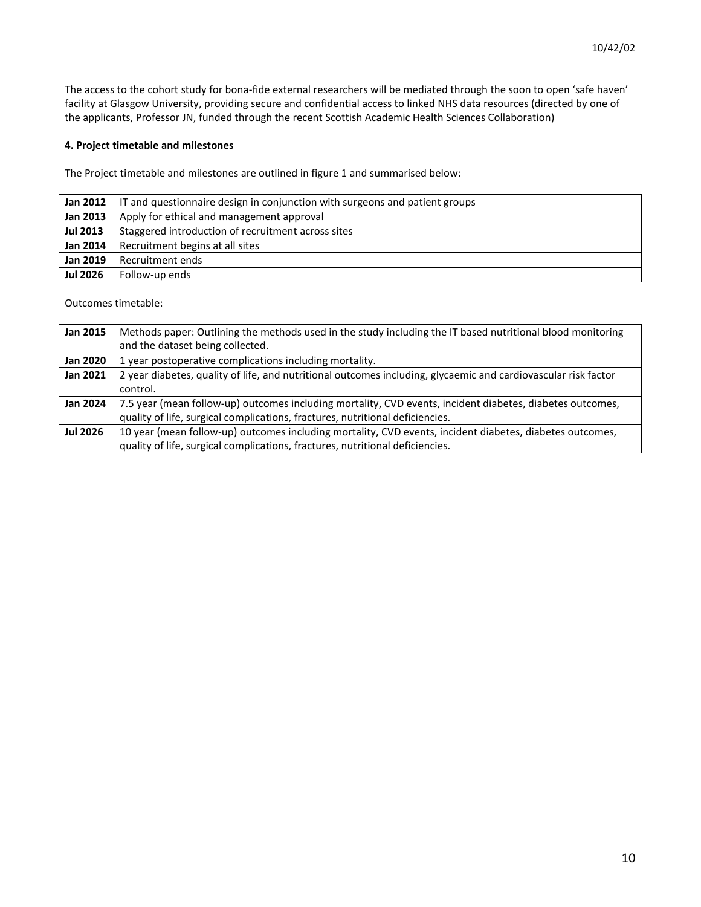The access to the cohort study for bona-fide external researchers will be mediated through the soon to open 'safe haven' facility at Glasgow University, providing secure and confidential access to linked NHS data resources (directed by one of the applicants, Professor JN, funded through the recent Scottish Academic Health Sciences Collaboration)

### 4. Project timetable and milestones

The Project timetable and milestones are outlined in figure 1 and summarised below:

| | |
|---|---|
| **Jan 2012** | IT and questionnaire design in conjunction with surgeons and patient groups |
| **Jan 2013** | Apply for ethical and management approval |
| **Jul 2013** | Staggered introduction of recruitment across sites |
| **Jan 2014** | Recruitment begins at all sites |
| **Jan 2019** | Recruitment ends |
| **Jul 2026** | Follow-up ends |

Outcomes timetable:

| | |
|---|---|
| **Jan 2015** | Methods paper: Outlining the methods used in the study including the IT based nutritional blood monitoring and the dataset being collected. |
| **Jan 2020** | 1 year postoperative complications including mortality. |
| **Jan 2021** | 2 year diabetes, quality of life, and nutritional outcomes including, glycaemic and cardiovascular risk factor control. |
| **Jan 2024** | 7.5 year (mean follow-up) outcomes including mortality, CVD events, incident diabetes, diabetes outcomes, quality of life, surgical complications, fractures, nutritional deficiencies. |
| **Jul 2026** | 10 year (mean follow-up) outcomes including mortality, CVD events, incident diabetes, diabetes outcomes, quality of life, surgical complications, fractures, nutritional deficiencies. |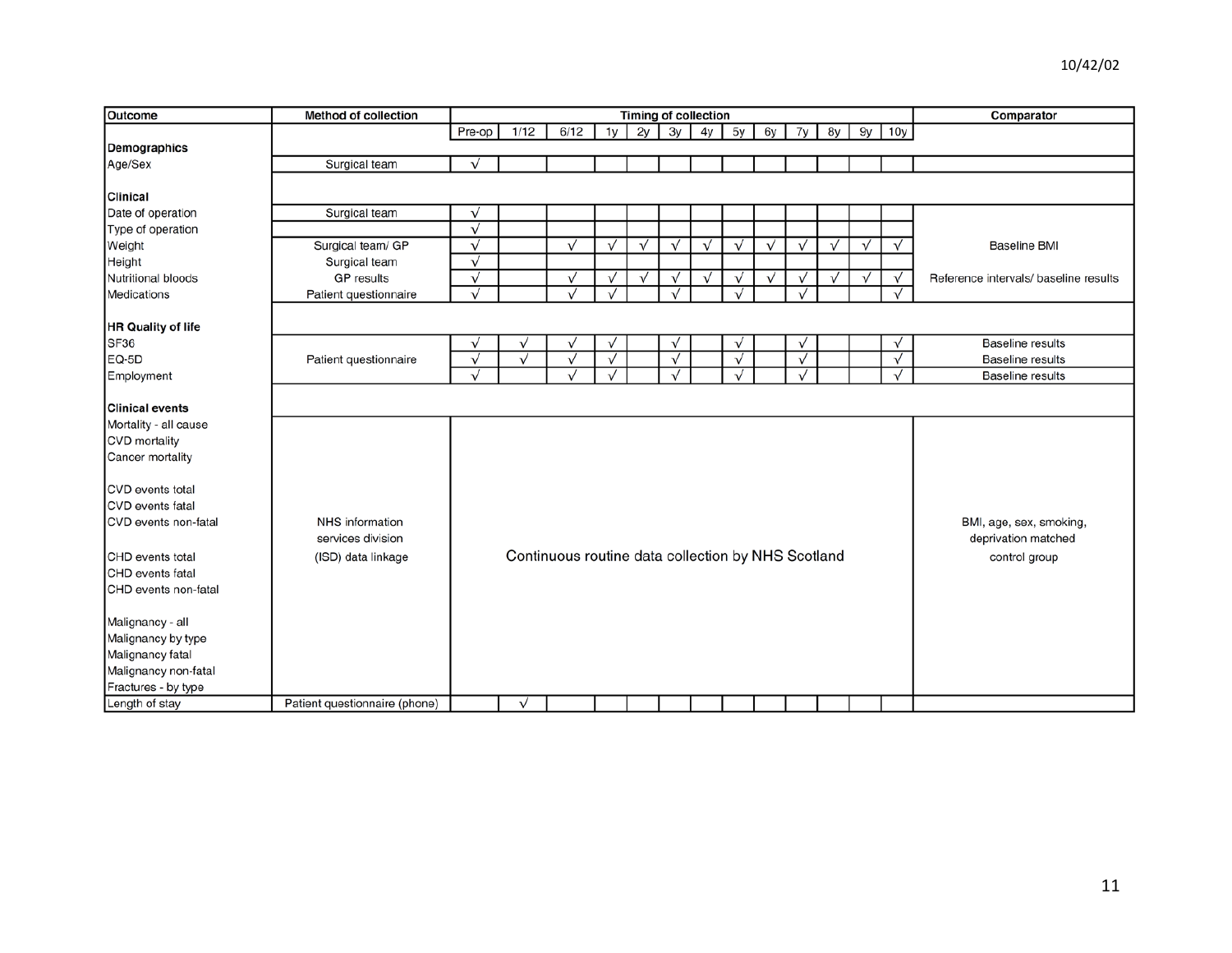| Outcome | Method of collection | Timing of collection | | | | | | | | | | | | | Comparator |
|---|---|---|---|---|---|---|---|---|---|---|---|---|---|---|---|
| | | Pre-op | 1/12 | 6/12 | 1y | 2y | 3y | 4y | 5y | 6y | 7y | 8y | 9y | 10y | |
| **Demographics** | | | | | | | | | | | | | | | |
| Age/Sex | Surgical team | √ | | | | | | | | | | | | | |
| **Clinical** | | | | | | | | | | | | | | | |
| Date of operation | Surgical team | √ | | | | | | | | | | | | | |
| Type of operation | | √ | | | | | | | | | | | | | |
| Weight | Surgical team/ GP | √ | | √ | √ | √ | √ | √ | √ | √ | √ | √ | √ | √ | Baseline BMI |
| Height | Surgical team | √ | | | | | | | | | | | | | |
| Nutritional bloods | GP results | √ | | √ | √ | √ | √ | √ | √ | √ | √ | √ | √ | √ | Reference intervals/ baseline results |
| Medications | Patient questionnaire | √ | | √ | √ | | √ | | √ | | √ | | | √ | |
| **HR Quality of life** | | | | | | | | | | | | | | | |
| SF36 | Patient questionnaire | √ | √ | √ | √ | | √ | | √ | | √ | | | √ | Baseline results |
| EQ-5D | Patient questionnaire | √ | √ | √ | √ | | √ | | √ | | √ | | | √ | Baseline results |
| Employment | Patient questionnaire | √ | | √ | √ | | √ | | √ | | √ | | | √ | Baseline results |
| **Clinical events** | | | | | | | | | | | | | | | |
| Mortality - all cause<br>CVD mortality<br>Cancer mortality<br><br>CVD events total<br>CVD events fatal<br>CVD events non-fatal<br><br>CHD events total<br>CHD events fatal<br>CHD events non-fatal<br><br>Malignancy - all<br>Malignancy by type<br>Malignancy fatal<br>Malignancy non-fatal<br>Fractures - by type | NHS information services division (ISD) data linkage | Continuous routine data collection by NHS Scotland | | | | | | | | | | | | | BMI, age, sex, smoking, deprivation matched control group |
| Length of stay | Patient questionnaire (phone) | | √ | | | | | | | | | | | | |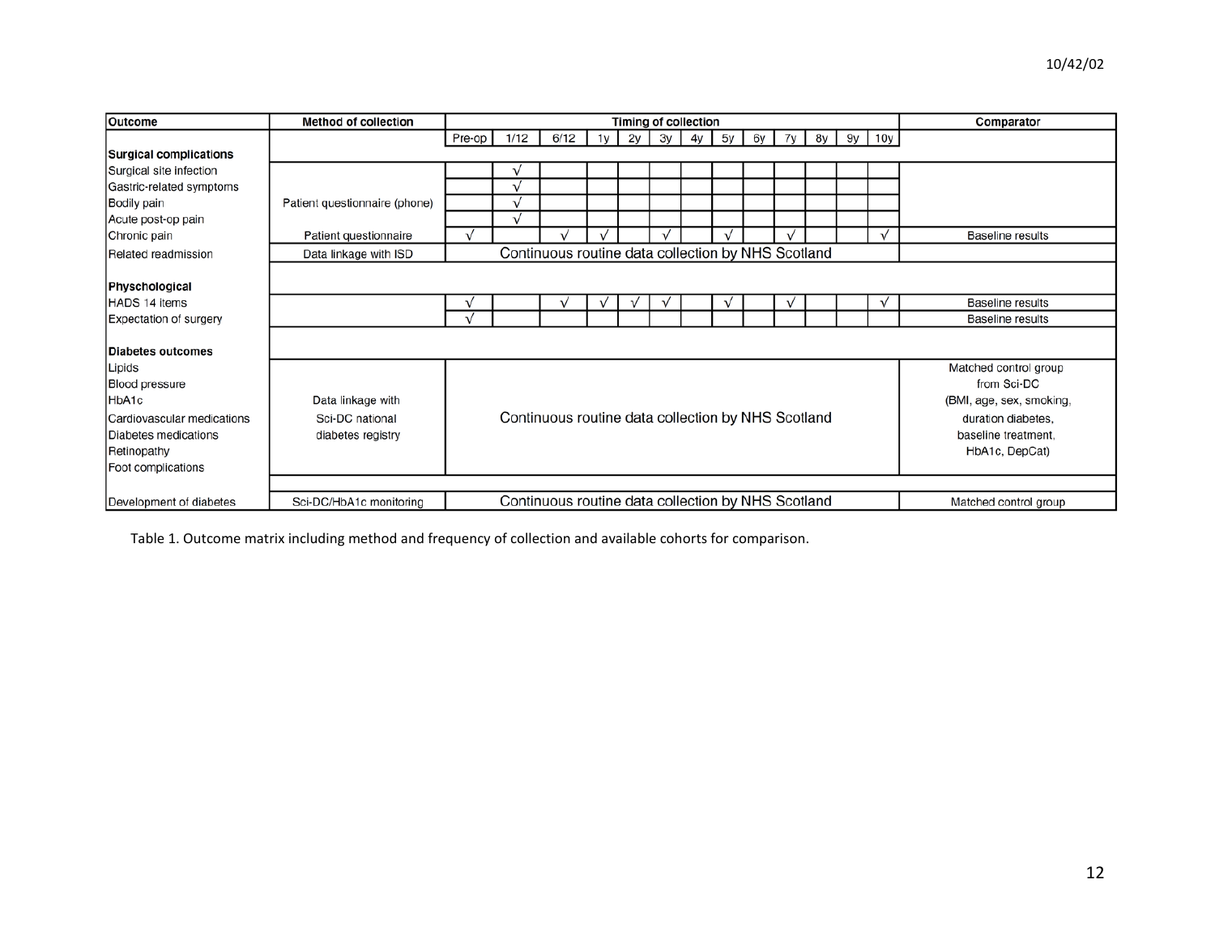| Outcome | Method of collection | Timing of collection | | | | | | | | | | | | | Comparator |
|---|---|---|---|---|---|---|---|---|---|---|---|---|---|---|---|
| | | Pre-op | 1/12 | 6/12 | 1y | 2y | 3y | 4y | 5y | 6y | 7y | 8y | 9y | 10y | |
| **Surgical complications** | | | | | | | | | | | | | | | |
| Surgical site infection | Patient questionnaire (phone) | | √ | | | | | | | | | | | | |
| Gastric-related symptoms | Patient questionnaire (phone) | | √ | | | | | | | | | | | | |
| Bodily pain | Patient questionnaire (phone) | | √ | | | | | | | | | | | | |
| Acute post-op pain | Patient questionnaire (phone) | | √ | | | | | | | | | | | | |
| Chronic pain | Patient questionnaire | √ | | √ | √ | | √ | | √ | | √ | | | √ | Baseline results |
| Related readmission | Data linkage with ISD | Continuous routine data collection by NHS Scotland | | | | | | | | | | | | | |
| **Physchological** | | | | | | | | | | | | | | | |
| HADS 14 items | | √ | | √ | √ | √ | √ | | √ | | √ | | | √ | Baseline results |
| Expectation of surgery | | √ | | | | | | | | | | | | | Baseline results |
| **Diabetes outcomes** | | | | | | | | | | | | | | | |
| Lipids<br>Blood pressure<br>HbA1c<br>Cardiovascular medications<br>Diabetes medications<br>Retinopathy<br>Foot complications | Data linkage with Sci-DC national diabetes registry | Continuous routine data collection by NHS Scotland | | | | | | | | | | | | | Matched control group from Sci-DC (BMI, age, sex, smoking, duration diabetes, baseline treatment, HbA1c, DepCat) |
| Development of diabetes | Sci-DC/HbA1c monitoring | Continuous routine data collection by NHS Scotland | | | | | | | | | | | | | Matched control group |

Table 1. Outcome matrix including method and frequency of collection and available cohorts for comparison.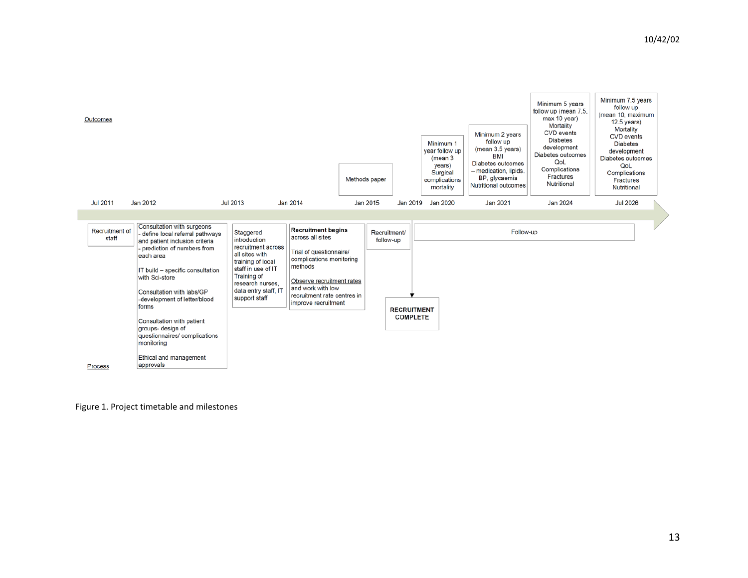**Outcomes**

| Date | Outcomes |
|---|---|
| Jul 2011 | |
| Jan 2012 | |
| Jul 2013 | |
| Jan 2014 | |
| Jan 2015 | Methods paper |
| Jan 2019 | |
| Jan 2020 | Minimum 1 year follow up (mean 3 years) Surgical complications mortality |
| Jan 2021 | Minimum 2 years follow up (mean 3.5 years) BMI Diabetes outcomes – medication, lipids, BP, glycaemia Nutritional outcomes |
| Jan 2024 | Minimum 5 years follow up (mean 7.5, max 10 year) Mortality CVD events Diabetes development Diabetes outcomes QoL Complications Fractures Nutritional |
| Jul 2026 | Minimum 7.5 years follow up (mean 10, maximum 12.5 years) Mortality CVD events Diabetes development Diabetes outcomes QoL Complications Fractures Nutritional |

**Process**

- Recruitment of staff
- Consultation with surgeons
  - define local referral pathways and patient inclusion criteria
  - prediction of numbers from each area

  IT build – specific consultation with Sci-store

  Consultation with labs/GP -development of letter/blood forms

  Consultation with patient groups- design of questionnaires/ complications monitoring

  Ethical and management approvals
- Staggered introduction recruitment across all sites with training of local staff in use of IT Training of research nurses, data entry staff, IT support staff
- **Recruitment begins** across all sites

  Trial of questionnaire/ complications monitoring methods

  Observe recruitment rates and work with low recruitment rate centres in improve recruitment
- Recruitment/ follow-up
- **RECRUITMENT COMPLETE** (Jan 2019)
- Follow-up

Figure 1. Project timetable and milestones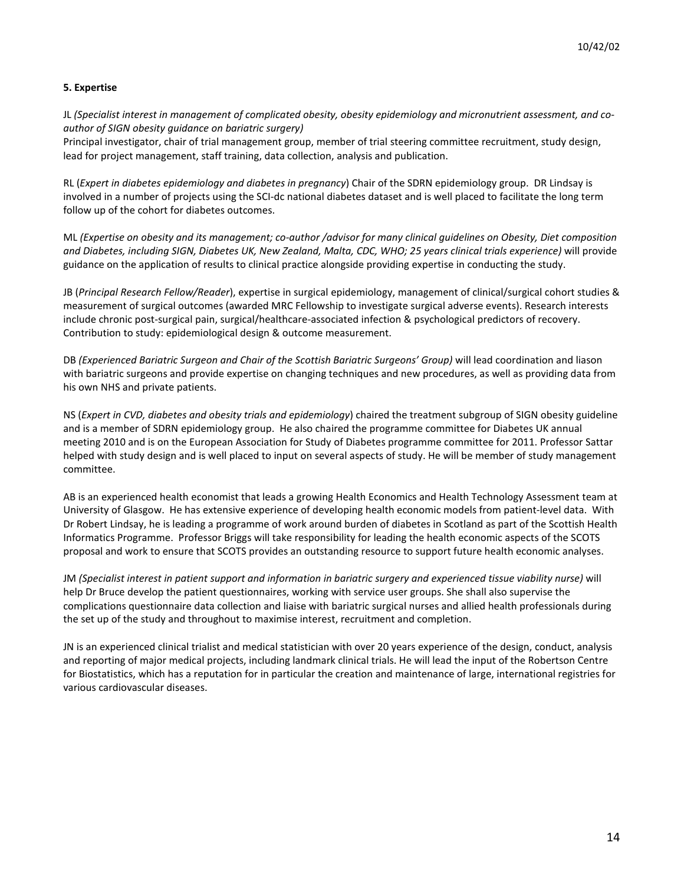### 5. Expertise

JL *(Specialist interest in management of complicated obesity, obesity epidemiology and micronutrient assessment, and co-author of SIGN obesity guidance on bariatric surgery)*
Principal investigator, chair of trial management group, member of trial steering committee recruitment, study design, lead for project management, staff training, data collection, analysis and publication.

RL (*Expert in diabetes epidemiology and diabetes in pregnancy*) Chair of the SDRN epidemiology group. DR Lindsay is involved in a number of projects using the SCI-dc national diabetes dataset and is well placed to facilitate the long term follow up of the cohort for diabetes outcomes.

ML *(Expertise on obesity and its management; co-author /advisor for many clinical guidelines on Obesity, Diet composition and Diabetes, including SIGN, Diabetes UK, New Zealand, Malta, CDC, WHO; 25 years clinical trials experience)* will provide guidance on the application of results to clinical practice alongside providing expertise in conducting the study.

JB (*Principal Research Fellow/Reader*), expertise in surgical epidemiology, management of clinical/surgical cohort studies & measurement of surgical outcomes (awarded MRC Fellowship to investigate surgical adverse events). Research interests include chronic post-surgical pain, surgical/healthcare-associated infection & psychological predictors of recovery. Contribution to study: epidemiological design & outcome measurement.

DB *(Experienced Bariatric Surgeon and Chair of the Scottish Bariatric Surgeons' Group)* will lead coordination and liason with bariatric surgeons and provide expertise on changing techniques and new procedures, as well as providing data from his own NHS and private patients.

NS (*Expert in CVD, diabetes and obesity trials and epidemiology*) chaired the treatment subgroup of SIGN obesity guideline and is a member of SDRN epidemiology group. He also chaired the programme committee for Diabetes UK annual meeting 2010 and is on the European Association for Study of Diabetes programme committee for 2011. Professor Sattar helped with study design and is well placed to input on several aspects of study. He will be member of study management committee.

AB is an experienced health economist that leads a growing Health Economics and Health Technology Assessment team at University of Glasgow. He has extensive experience of developing health economic models from patient-level data. With Dr Robert Lindsay, he is leading a programme of work around burden of diabetes in Scotland as part of the Scottish Health Informatics Programme. Professor Briggs will take responsibility for leading the health economic aspects of the SCOTS proposal and work to ensure that SCOTS provides an outstanding resource to support future health economic analyses.

JM *(Specialist interest in patient support and information in bariatric surgery and experienced tissue viability nurse)* will help Dr Bruce develop the patient questionnaires, working with service user groups. She shall also supervise the complications questionnaire data collection and liaise with bariatric surgical nurses and allied health professionals during the set up of the study and throughout to maximise interest, recruitment and completion.

JN is an experienced clinical trialist and medical statistician with over 20 years experience of the design, conduct, analysis and reporting of major medical projects, including landmark clinical trials. He will lead the input of the Robertson Centre for Biostatistics, which has a reputation for in particular the creation and maintenance of large, international registries for various cardiovascular diseases.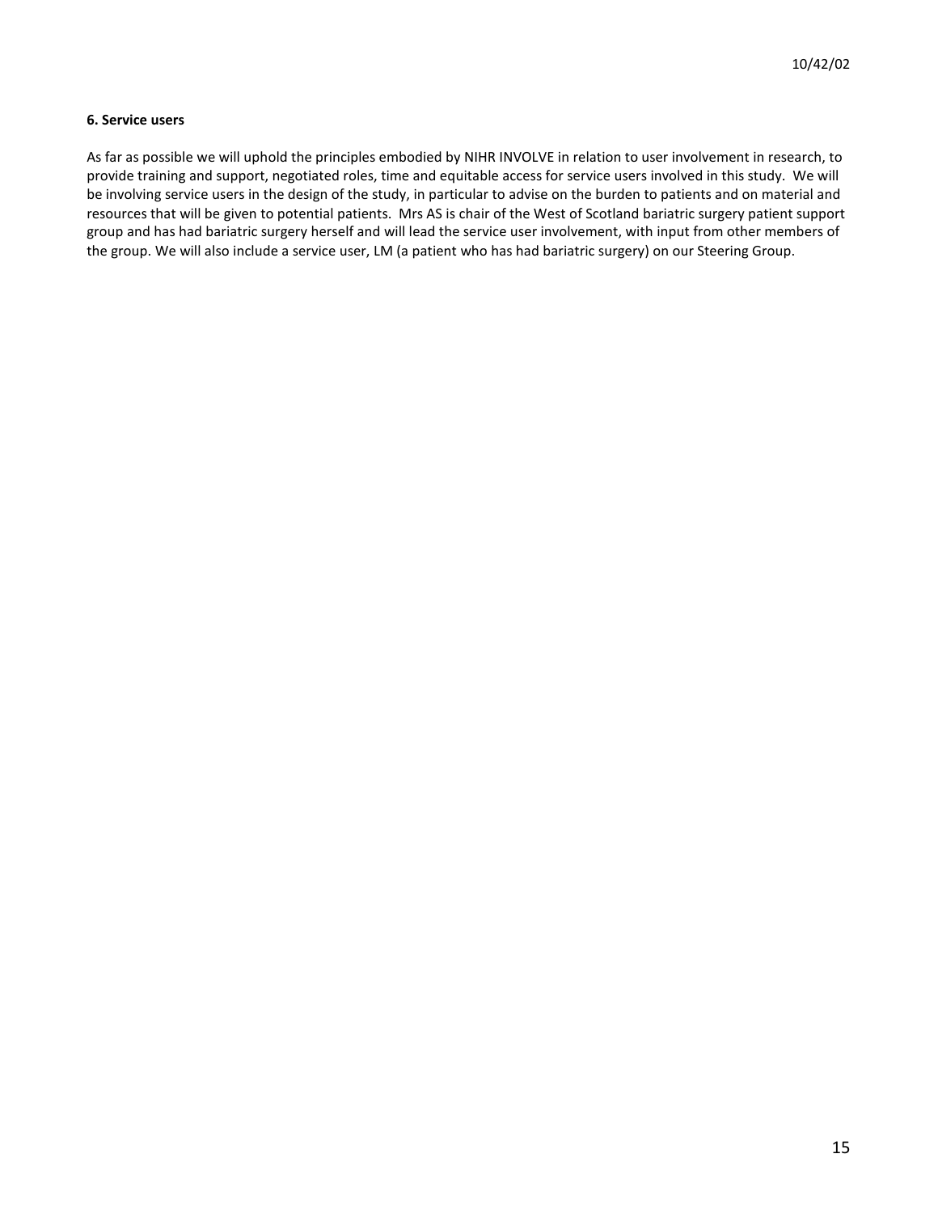**6. Service users**

As far as possible we will uphold the principles embodied by NIHR INVOLVE in relation to user involvement in research, to provide training and support, negotiated roles, time and equitable access for service users involved in this study. We will be involving service users in the design of the study, in particular to advise on the burden to patients and on material and resources that will be given to potential patients. Mrs AS is chair of the West of Scotland bariatric surgery patient support group and has had bariatric surgery herself and will lead the service user involvement, with input from other members of the group. We will also include a service user, LM (a patient who has had bariatric surgery) on our Steering Group.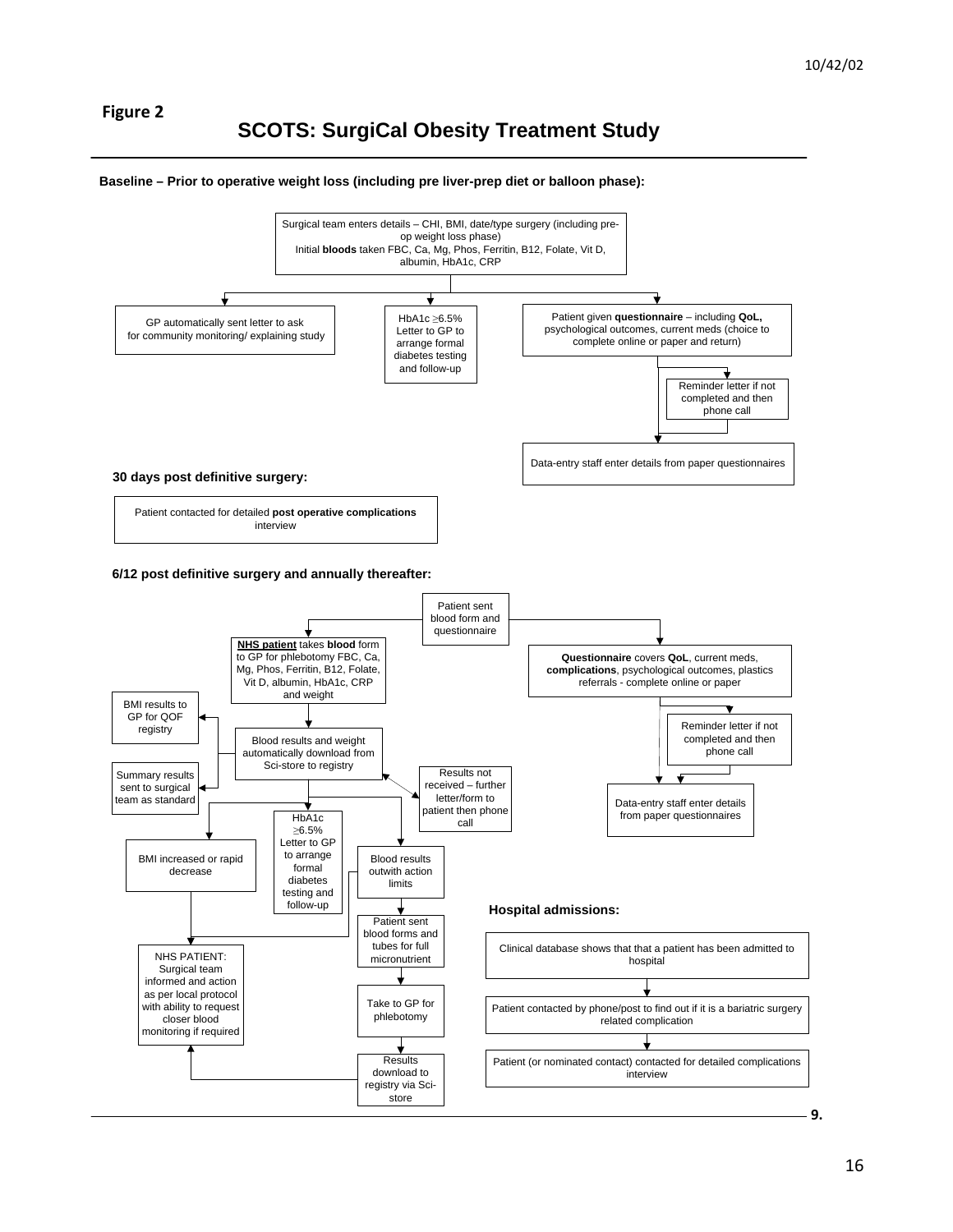**Figure 2**

# SCOTS: SurgiCal Obesity Treatment Study

**Baseline – Prior to operative weight loss (including pre liver-prep diet or balloon phase):**

Surgical team enters details – CHI, BMI, date/type surgery (including pre-op weight loss phase)
Initial **bloods** taken FBC, Ca, Mg, Phos, Ferritin, B12, Folate, Vit D, albumin, HbA1c, CRP

- GP automatically sent letter to ask for community monitoring/ explaining study
- HbA1c ≥6.5% Letter to GP to arrange formal diabetes testing and follow-up
- Patient given **questionnaire** – including **QoL,** psychological outcomes, current meds (choice to complete online or paper and return)
  - Reminder letter if not completed and then phone call
  - Data-entry staff enter details from paper questionnaires

**30 days post definitive surgery:**

Patient contacted for detailed **post operative complications** interview

**6/12 post definitive surgery and annually thereafter:**

Patient sent blood form and questionnaire

- **NHS patient** takes **blood** form to GP for phlebotomy FBC, Ca, Mg, Phos, Ferritin, B12, Folate, Vit D, albumin, HbA1c, CRP and weight
  - Blood results and weight automatically download from Sci-store to registry
    - BMI results to GP for QOF registry
    - Summary results sent to surgical team as standard
    - Results not received – further letter/form to patient then phone call
    - BMI increased or rapid decrease
    - HbA1c ≥6.5% Letter to GP to arrange formal diabetes testing and follow-up
    - Blood results outwith action limits
      - Patient sent blood forms and tubes for full micronutrient
      - Take to GP for phlebotomy
      - Results download to registry via Sci-store
  - NHS PATIENT: Surgical team informed and action as per local protocol with ability to request closer blood monitoring if required
- **Questionnaire** covers **QoL**, current meds, **complications**, psychological outcomes, plastics referrals - complete online or paper
  - Reminder letter if not completed and then phone call
  - Data-entry staff enter details from paper questionnaires

**Hospital admissions:**

Clinical database shows that that a patient has been admitted to hospital
→ Patient contacted by phone/post to find out if it is a bariatric surgery related complication
→ Patient (or nominated contact) contacted for detailed complications interview

9.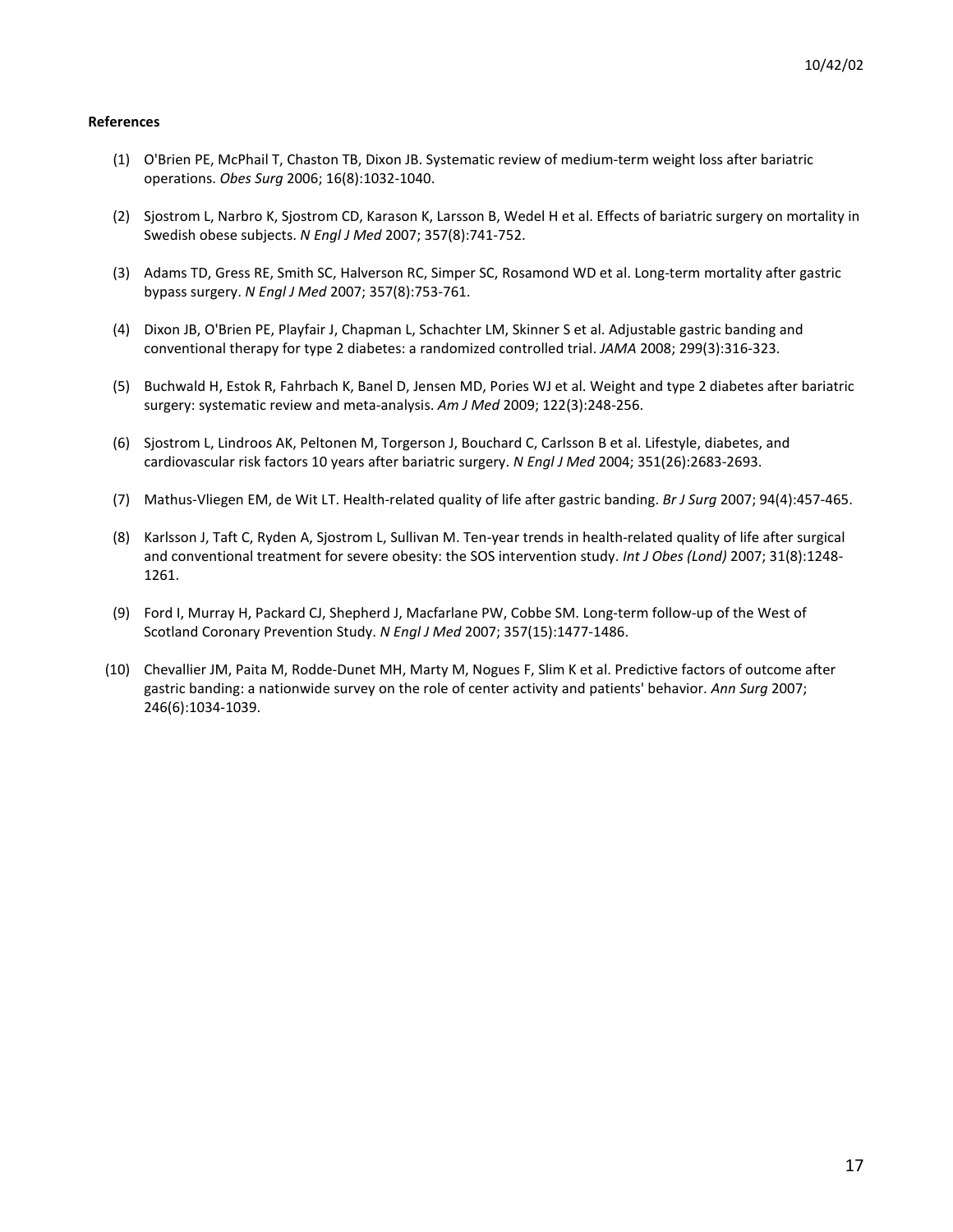**References**

(1) O'Brien PE, McPhail T, Chaston TB, Dixon JB. Systematic review of medium-term weight loss after bariatric operations. *Obes Surg* 2006; 16(8):1032-1040.

(2) Sjostrom L, Narbro K, Sjostrom CD, Karason K, Larsson B, Wedel H et al. Effects of bariatric surgery on mortality in Swedish obese subjects. *N Engl J Med* 2007; 357(8):741-752.

(3) Adams TD, Gress RE, Smith SC, Halverson RC, Simper SC, Rosamond WD et al. Long-term mortality after gastric bypass surgery. *N Engl J Med* 2007; 357(8):753-761.

(4) Dixon JB, O'Brien PE, Playfair J, Chapman L, Schachter LM, Skinner S et al. Adjustable gastric banding and conventional therapy for type 2 diabetes: a randomized controlled trial. *JAMA* 2008; 299(3):316-323.

(5) Buchwald H, Estok R, Fahrbach K, Banel D, Jensen MD, Pories WJ et al. Weight and type 2 diabetes after bariatric surgery: systematic review and meta-analysis. *Am J Med* 2009; 122(3):248-256.

(6) Sjostrom L, Lindroos AK, Peltonen M, Torgerson J, Bouchard C, Carlsson B et al. Lifestyle, diabetes, and cardiovascular risk factors 10 years after bariatric surgery. *N Engl J Med* 2004; 351(26):2683-2693.

(7) Mathus-Vliegen EM, de Wit LT. Health-related quality of life after gastric banding. *Br J Surg* 2007; 94(4):457-465.

(8) Karlsson J, Taft C, Ryden A, Sjostrom L, Sullivan M. Ten-year trends in health-related quality of life after surgical and conventional treatment for severe obesity: the SOS intervention study. *Int J Obes (Lond)* 2007; 31(8):1248-1261.

(9) Ford I, Murray H, Packard CJ, Shepherd J, Macfarlane PW, Cobbe SM. Long-term follow-up of the West of Scotland Coronary Prevention Study. *N Engl J Med* 2007; 357(15):1477-1486.

(10) Chevallier JM, Paita M, Rodde-Dunet MH, Marty M, Nogues F, Slim K et al. Predictive factors of outcome after gastric banding: a nationwide survey on the role of center activity and patients' behavior. *Ann Surg* 2007; 246(6):1034-1039.